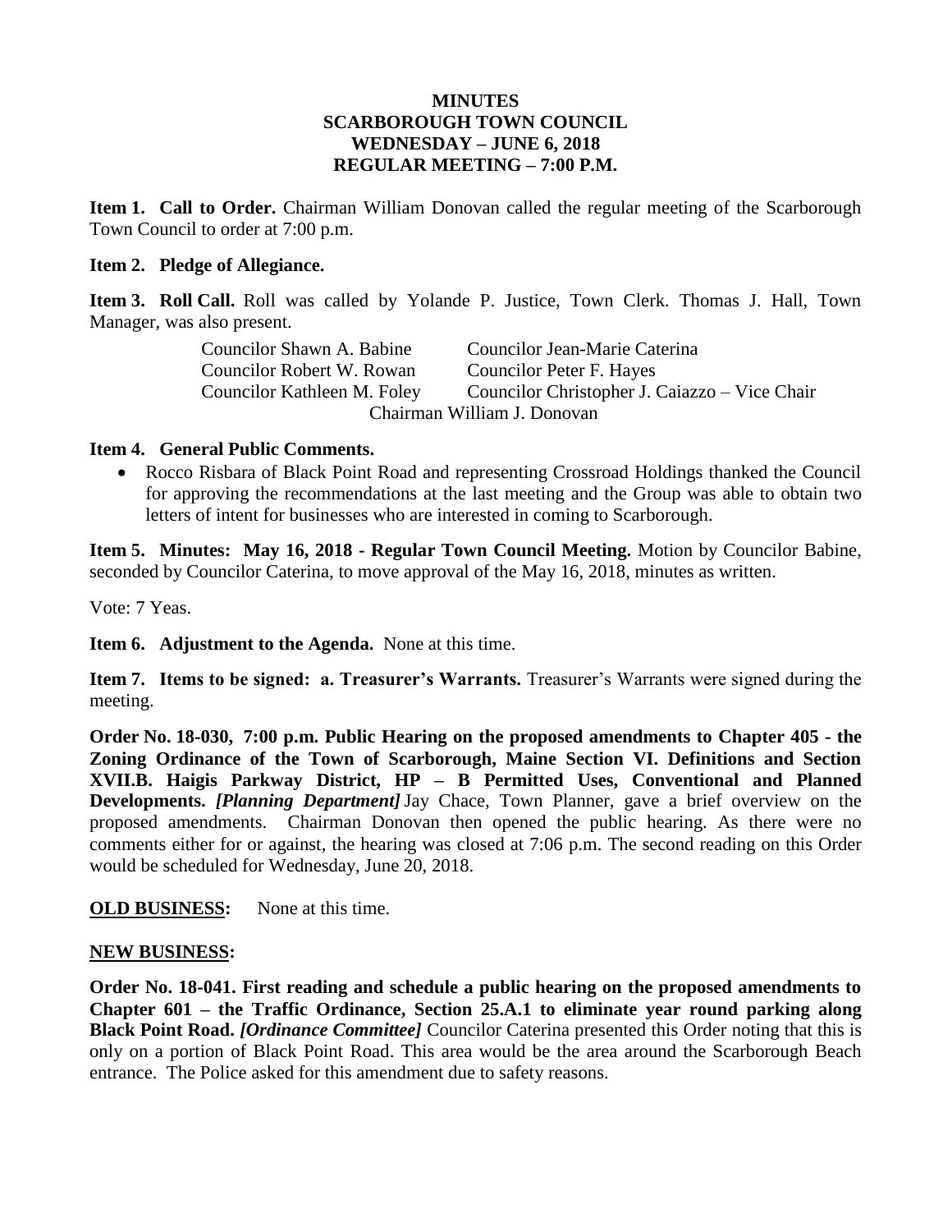# MINUTES
## SCARBOROUGH TOWN COUNCIL
## WEDNESDAY – JUNE 6, 2018
## REGULAR MEETING – 7:00 P.M.

**Item 1. Call to Order.** Chairman William Donovan called the regular meeting of the Scarborough Town Council to order at 7:00 p.m.

**Item 2. Pledge of Allegiance.**

**Item 3. Roll Call.** Roll was called by Yolande P. Justice, Town Clerk. Thomas J. Hall, Town Manager, was also present.

Councilor Shawn A. Babine — Councilor Jean-Marie Caterina
Councilor Robert W. Rowan — Councilor Peter F. Hayes
Councilor Kathleen M. Foley — Councilor Christopher J. Caiazzo – Vice Chair
Chairman William J. Donovan

**Item 4. General Public Comments.**

- Rocco Risbara of Black Point Road and representing Crossroad Holdings thanked the Council for approving the recommendations at the last meeting and the Group was able to obtain two letters of intent for businesses who are interested in coming to Scarborough.

**Item 5. Minutes: May 16, 2018 - Regular Town Council Meeting.** Motion by Councilor Babine, seconded by Councilor Caterina, to move approval of the May 16, 2018, minutes as written.

Vote: 7 Yeas.

**Item 6. Adjustment to the Agenda.** None at this time.

**Item 7. Items to be signed: a. Treasurer's Warrants.** Treasurer's Warrants were signed during the meeting.

**Order No. 18-030, 7:00 p.m. Public Hearing on the proposed amendments to Chapter 405 - the Zoning Ordinance of the Town of Scarborough, Maine Section VI. Definitions and Section XVII.B. Haigis Parkway District, HP – B Permitted Uses, Conventional and Planned Developments.** ***[Planning Department]*** Jay Chace, Town Planner, gave a brief overview on the proposed amendments. Chairman Donovan then opened the public hearing. As there were no comments either for or against, the hearing was closed at 7:06 p.m. The second reading on this Order would be scheduled for Wednesday, June 20, 2018.

**OLD BUSINESS:** None at this time.

**NEW BUSINESS:**

**Order No. 18-041. First reading and schedule a public hearing on the proposed amendments to Chapter 601 – the Traffic Ordinance, Section 25.A.1 to eliminate year round parking along Black Point Road.** ***[Ordinance Committee]*** Councilor Caterina presented this Order noting that this is only on a portion of Black Point Road. This area would be the area around the Scarborough Beach entrance. The Police asked for this amendment due to safety reasons.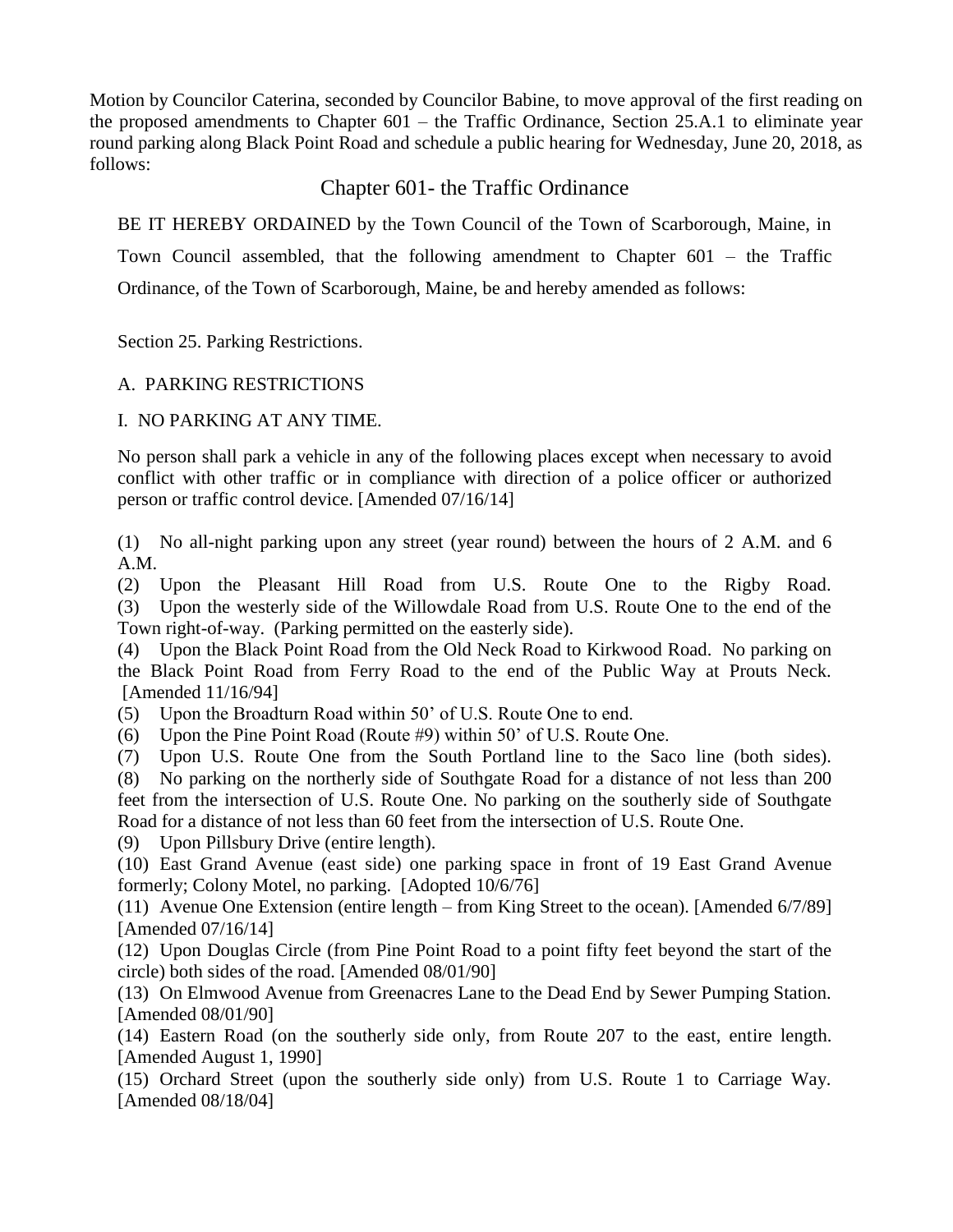Motion by Councilor Caterina, seconded by Councilor Babine, to move approval of the first reading on the proposed amendments to Chapter 601 – the Traffic Ordinance, Section 25.A.1 to eliminate year round parking along Black Point Road and schedule a public hearing for Wednesday, June 20, 2018, as follows:

## Chapter 601- the Traffic Ordinance

BE IT HEREBY ORDAINED by the Town Council of the Town of Scarborough, Maine, in Town Council assembled, that the following amendment to Chapter 601 – the Traffic Ordinance, of the Town of Scarborough, Maine, be and hereby amended as follows:

Section 25. Parking Restrictions.

A. PARKING RESTRICTIONS

I. NO PARKING AT ANY TIME.

No person shall park a vehicle in any of the following places except when necessary to avoid conflict with other traffic or in compliance with direction of a police officer or authorized person or traffic control device. [Amended 07/16/14]

(1) No all-night parking upon any street (year round) between the hours of 2 A.M. and 6 A.M.
(2) Upon the Pleasant Hill Road from U.S. Route One to the Rigby Road.
(3) Upon the westerly side of the Willowdale Road from U.S. Route One to the end of the Town right-of-way. (Parking permitted on the easterly side).
(4) Upon the Black Point Road from the Old Neck Road to Kirkwood Road. No parking on the Black Point Road from Ferry Road to the end of the Public Way at Prouts Neck. [Amended 11/16/94]
(5) Upon the Broadturn Road within 50' of U.S. Route One to end.
(6) Upon the Pine Point Road (Route #9) within 50' of U.S. Route One.
(7) Upon U.S. Route One from the South Portland line to the Saco line (both sides).
(8) No parking on the northerly side of Southgate Road for a distance of not less than 200 feet from the intersection of U.S. Route One. No parking on the southerly side of Southgate Road for a distance of not less than 60 feet from the intersection of U.S. Route One.
(9) Upon Pillsbury Drive (entire length).
(10) East Grand Avenue (east side) one parking space in front of 19 East Grand Avenue formerly; Colony Motel, no parking. [Adopted 10/6/76]
(11) Avenue One Extension (entire length – from King Street to the ocean). [Amended 6/7/89] [Amended 07/16/14]
(12) Upon Douglas Circle (from Pine Point Road to a point fifty feet beyond the start of the circle) both sides of the road. [Amended 08/01/90]
(13) On Elmwood Avenue from Greenacres Lane to the Dead End by Sewer Pumping Station. [Amended 08/01/90]
(14) Eastern Road (on the southerly side only, from Route 207 to the east, entire length. [Amended August 1, 1990]
(15) Orchard Street (upon the southerly side only) from U.S. Route 1 to Carriage Way. [Amended 08/18/04]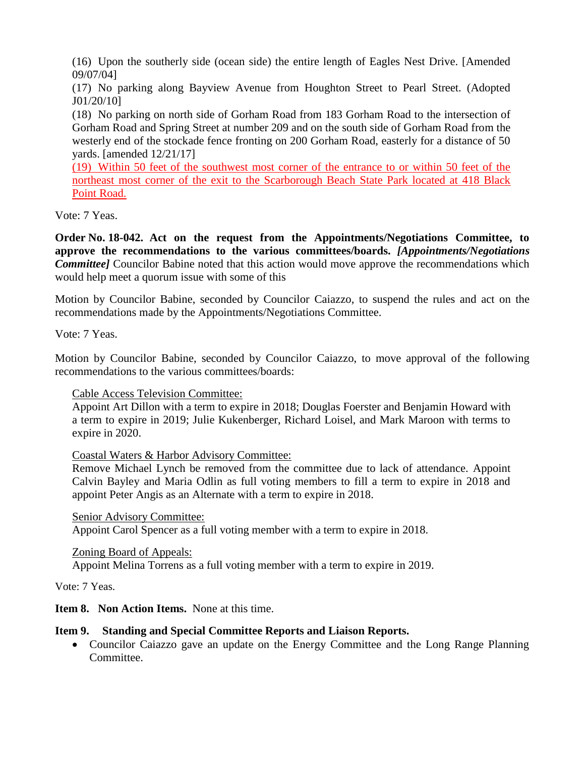(16) Upon the southerly side (ocean side) the entire length of Eagles Nest Drive. [Amended 09/07/04]

(17) No parking along Bayview Avenue from Houghton Street to Pearl Street. (Adopted J01/20/10]

(18) No parking on north side of Gorham Road from 183 Gorham Road to the intersection of Gorham Road and Spring Street at number 209 and on the south side of Gorham Road from the westerly end of the stockade fence fronting on 200 Gorham Road, easterly for a distance of 50 yards. [amended 12/21/17]

(19) Within 50 feet of the southwest most corner of the entrance to or within 50 feet of the northeast most corner of the exit to the Scarborough Beach State Park located at 418 Black Point Road.

Vote: 7 Yeas.

**Order No. 18-042. Act on the request from the Appointments/Negotiations Committee, to approve the recommendations to the various committees/boards.** ***[Appointments/Negotiations Committee]*** Councilor Babine noted that this action would move approve the recommendations which would help meet a quorum issue with some of this

Motion by Councilor Babine, seconded by Councilor Caiazzo, to suspend the rules and act on the recommendations made by the Appointments/Negotiations Committee.

Vote: 7 Yeas.

Motion by Councilor Babine, seconded by Councilor Caiazzo, to move approval of the following recommendations to the various committees/boards:

Cable Access Television Committee:
Appoint Art Dillon with a term to expire in 2018; Douglas Foerster and Benjamin Howard with a term to expire in 2019; Julie Kukenberger, Richard Loisel, and Mark Maroon with terms to expire in 2020.

Coastal Waters & Harbor Advisory Committee:
Remove Michael Lynch be removed from the committee due to lack of attendance. Appoint Calvin Bayley and Maria Odlin as full voting members to fill a term to expire in 2018 and appoint Peter Angis as an Alternate with a term to expire in 2018.

Senior Advisory Committee:
Appoint Carol Spencer as a full voting member with a term to expire in 2018.

Zoning Board of Appeals:
Appoint Melina Torrens as a full voting member with a term to expire in 2019.

Vote: 7 Yeas.

**Item 8. Non Action Items.** None at this time.

**Item 9. Standing and Special Committee Reports and Liaison Reports.**

- Councilor Caiazzo gave an update on the Energy Committee and the Long Range Planning Committee.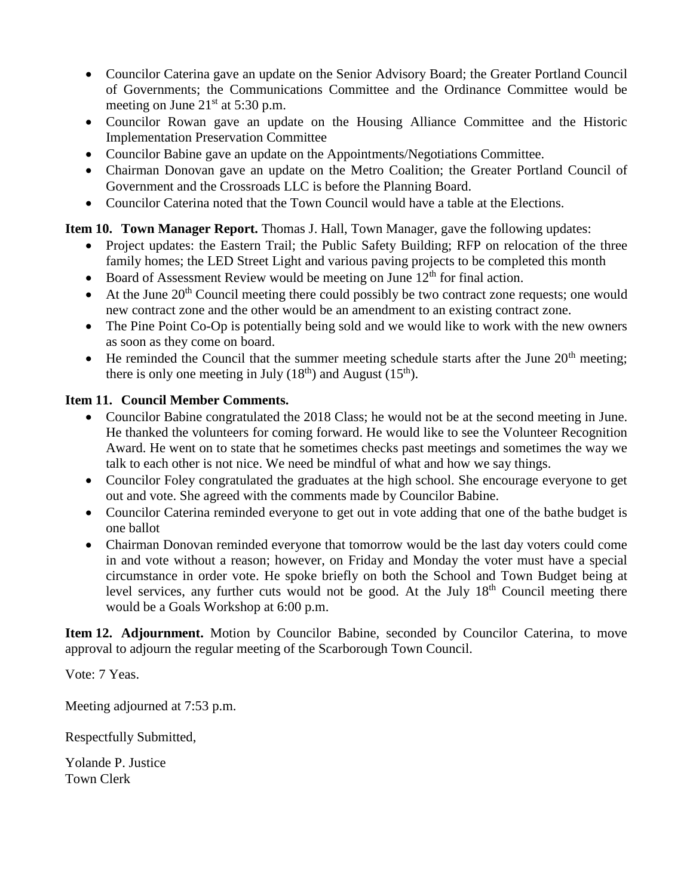- Councilor Caterina gave an update on the Senior Advisory Board; the Greater Portland Council of Governments; the Communications Committee and the Ordinance Committee would be meeting on June 21st at 5:30 p.m.
- Councilor Rowan gave an update on the Housing Alliance Committee and the Historic Implementation Preservation Committee
- Councilor Babine gave an update on the Appointments/Negotiations Committee.
- Chairman Donovan gave an update on the Metro Coalition; the Greater Portland Council of Government and the Crossroads LLC is before the Planning Board.
- Councilor Caterina noted that the Town Council would have a table at the Elections.

**Item 10. Town Manager Report.** Thomas J. Hall, Town Manager, gave the following updates:

- Project updates: the Eastern Trail; the Public Safety Building; RFP on relocation of the three family homes; the LED Street Light and various paving projects to be completed this month
- Board of Assessment Review would be meeting on June 12th for final action.
- At the June 20th Council meeting there could possibly be two contract zone requests; one would new contract zone and the other would be an amendment to an existing contract zone.
- The Pine Point Co-Op is potentially being sold and we would like to work with the new owners as soon as they come on board.
- He reminded the Council that the summer meeting schedule starts after the June 20th meeting; there is only one meeting in July (18th) and August (15th).

**Item 11. Council Member Comments.**

- Councilor Babine congratulated the 2018 Class; he would not be at the second meeting in June. He thanked the volunteers for coming forward. He would like to see the Volunteer Recognition Award. He went on to state that he sometimes checks past meetings and sometimes the way we talk to each other is not nice. We need be mindful of what and how we say things.
- Councilor Foley congratulated the graduates at the high school. She encourage everyone to get out and vote. She agreed with the comments made by Councilor Babine.
- Councilor Caterina reminded everyone to get out in vote adding that one of the bathe budget is one ballot
- Chairman Donovan reminded everyone that tomorrow would be the last day voters could come in and vote without a reason; however, on Friday and Monday the voter must have a special circumstance in order vote. He spoke briefly on both the School and Town Budget being at level services, any further cuts would not be good. At the July 18th Council meeting there would be a Goals Workshop at 6:00 p.m.

**Item 12. Adjournment.** Motion by Councilor Babine, seconded by Councilor Caterina, to move approval to adjourn the regular meeting of the Scarborough Town Council.

Vote: 7 Yeas.

Meeting adjourned at 7:53 p.m.

Respectfully Submitted,

Yolande P. Justice
Town Clerk